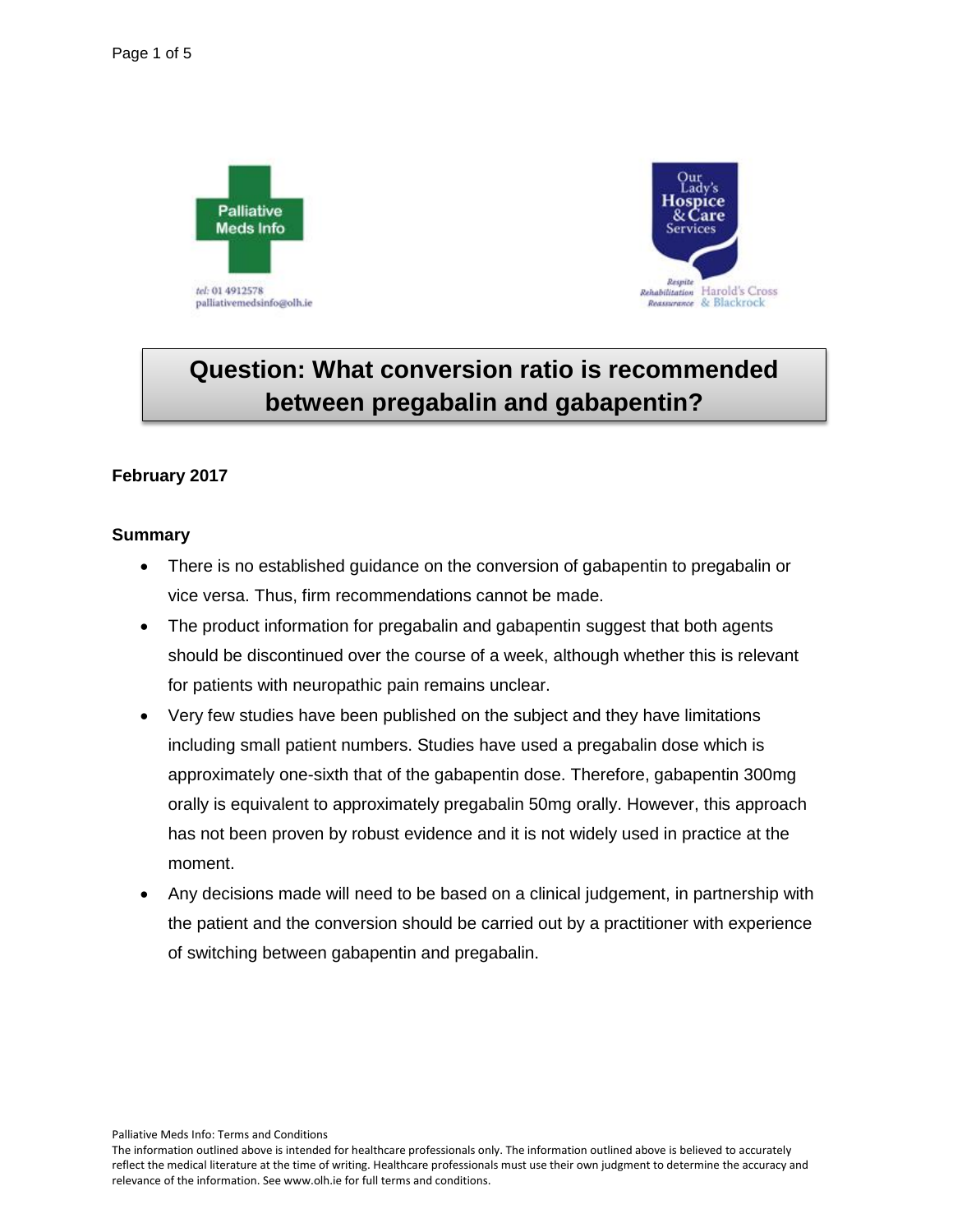Palliative Meds Info

tel: 01 4912578
palliativemedsinfo@olh.ie

Our Lady's Hospice & Care Services

Respite Rehabilitation Reassurance — Harold's Cross & Blackrock

# Question: What conversion ratio is recommended between pregabalin and gabapentin?

**February 2017**

**Summary**

- There is no established guidance on the conversion of gabapentin to pregabalin or vice versa. Thus, firm recommendations cannot be made.
- The product information for pregabalin and gabapentin suggest that both agents should be discontinued over the course of a week, although whether this is relevant for patients with neuropathic pain remains unclear.
- Very few studies have been published on the subject and they have limitations including small patient numbers. Studies have used a pregabalin dose which is approximately one-sixth that of the gabapentin dose. Therefore, gabapentin 300mg orally is equivalent to approximately pregabalin 50mg orally. However, this approach has not been proven by robust evidence and it is not widely used in practice at the moment.
- Any decisions made will need to be based on a clinical judgement, in partnership with the patient and the conversion should be carried out by a practitioner with experience of switching between gabapentin and pregabalin.

Palliative Meds Info: Terms and Conditions
The information outlined above is intended for healthcare professionals only. The information outlined above is believed to accurately reflect the medical literature at the time of writing. Healthcare professionals must use their own judgment to determine the accuracy and relevance of the information. See www.olh.ie for full terms and conditions.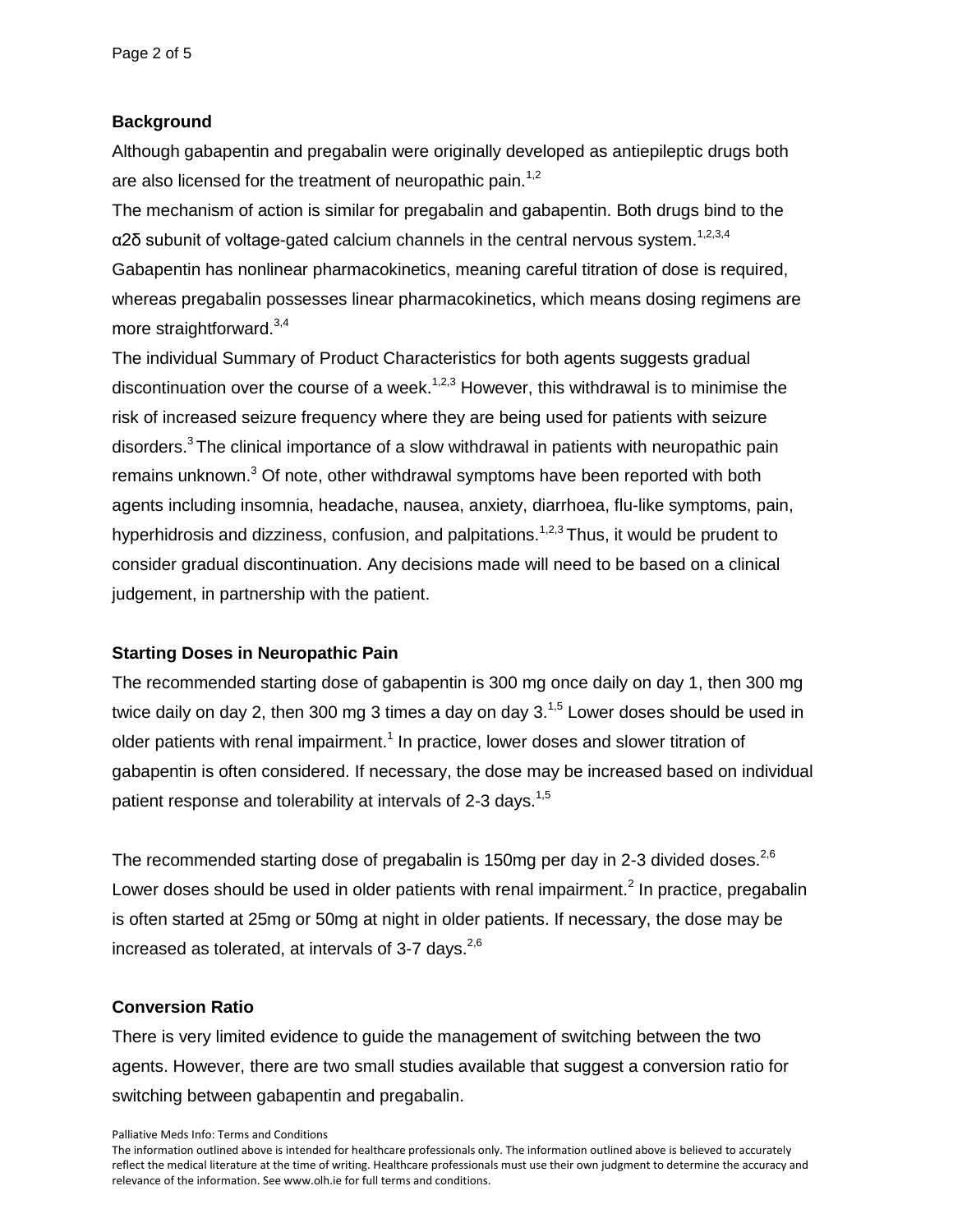## Background

Although gabapentin and pregabalin were originally developed as antiepileptic drugs both are also licensed for the treatment of neuropathic pain.[1,2]

The mechanism of action is similar for pregabalin and gabapentin. Both drugs bind to the α2δ subunit of voltage-gated calcium channels in the central nervous system.[1,2,3,4]

Gabapentin has nonlinear pharmacokinetics, meaning careful titration of dose is required, whereas pregabalin possesses linear pharmacokinetics, which means dosing regimens are more straightforward.[3,4]

The individual Summary of Product Characteristics for both agents suggests gradual discontinuation over the course of a week.[1,2,3] However, this withdrawal is to minimise the risk of increased seizure frequency where they are being used for patients with seizure disorders.[3] The clinical importance of a slow withdrawal in patients with neuropathic pain remains unknown.[3] Of note, other withdrawal symptoms have been reported with both agents including insomnia, headache, nausea, anxiety, diarrhoea, flu-like symptoms, pain, hyperhidrosis and dizziness, confusion, and palpitations.[1,2,3] Thus, it would be prudent to consider gradual discontinuation. Any decisions made will need to be based on a clinical judgement, in partnership with the patient.

## Starting Doses in Neuropathic Pain

The recommended starting dose of gabapentin is 300 mg once daily on day 1, then 300 mg twice daily on day 2, then 300 mg 3 times a day on day 3.[1,5] Lower doses should be used in older patients with renal impairment.[1] In practice, lower doses and slower titration of gabapentin is often considered. If necessary, the dose may be increased based on individual patient response and tolerability at intervals of 2-3 days.[1,5]

The recommended starting dose of pregabalin is 150mg per day in 2-3 divided doses.[2,6] Lower doses should be used in older patients with renal impairment.[2] In practice, pregabalin is often started at 25mg or 50mg at night in older patients. If necessary, the dose may be increased as tolerated, at intervals of 3-7 days.[2,6]

## Conversion Ratio

There is very limited evidence to guide the management of switching between the two agents. However, there are two small studies available that suggest a conversion ratio for switching between gabapentin and pregabalin.

Palliative Meds Info: Terms and Conditions

The information outlined above is intended for healthcare professionals only. The information outlined above is believed to accurately reflect the medical literature at the time of writing. Healthcare professionals must use their own judgment to determine the accuracy and relevance of the information. See www.olh.ie for full terms and conditions.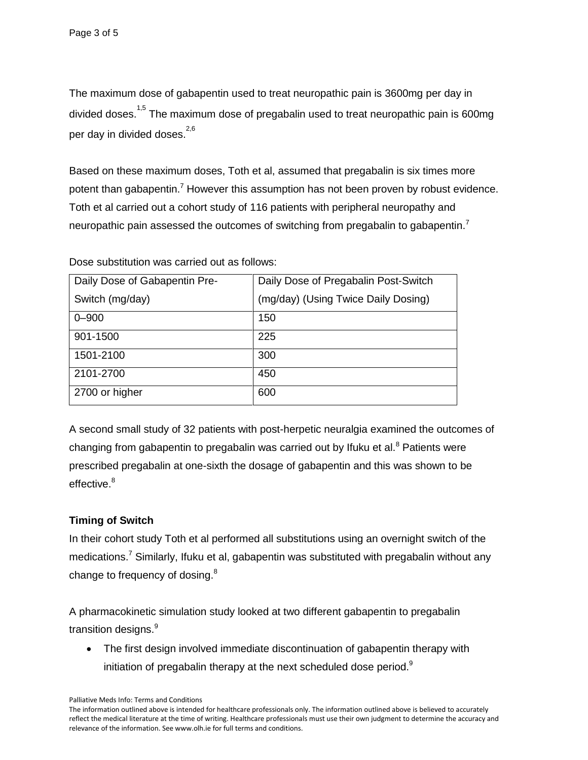The maximum dose of gabapentin used to treat neuropathic pain is 3600mg per day in divided doses.[1,5] The maximum dose of pregabalin used to treat neuropathic pain is 600mg per day in divided doses.[2,6]

Based on these maximum doses, Toth et al, assumed that pregabalin is six times more potent than gabapentin.[7] However this assumption has not been proven by robust evidence. Toth et al carried out a cohort study of 116 patients with peripheral neuropathy and neuropathic pain assessed the outcomes of switching from pregabalin to gabapentin.[7]

Dose substitution was carried out as follows:

| Daily Dose of Gabapentin Pre-Switch (mg/day) | Daily Dose of Pregabalin Post-Switch (mg/day) (Using Twice Daily Dosing) |
|---|---|
| 0–900 | 150 |
| 901-1500 | 225 |
| 1501-2100 | 300 |
| 2101-2700 | 450 |
| 2700 or higher | 600 |

A second small study of 32 patients with post-herpetic neuralgia examined the outcomes of changing from gabapentin to pregabalin was carried out by Ifuku et al.[8] Patients were prescribed pregabalin at one-sixth the dosage of gabapentin and this was shown to be effective.[8]

**Timing of Switch**

In their cohort study Toth et al performed all substitutions using an overnight switch of the medications.[7] Similarly, Ifuku et al, gabapentin was substituted with pregabalin without any change to frequency of dosing.[8]

A pharmacokinetic simulation study looked at two different gabapentin to pregabalin transition designs.[9]

- The first design involved immediate discontinuation of gabapentin therapy with initiation of pregabalin therapy at the next scheduled dose period.[9]

Palliative Meds Info: Terms and Conditions

The information outlined above is intended for healthcare professionals only. The information outlined above is believed to accurately reflect the medical literature at the time of writing. Healthcare professionals must use their own judgment to determine the accuracy and relevance of the information. See www.olh.ie for full terms and conditions.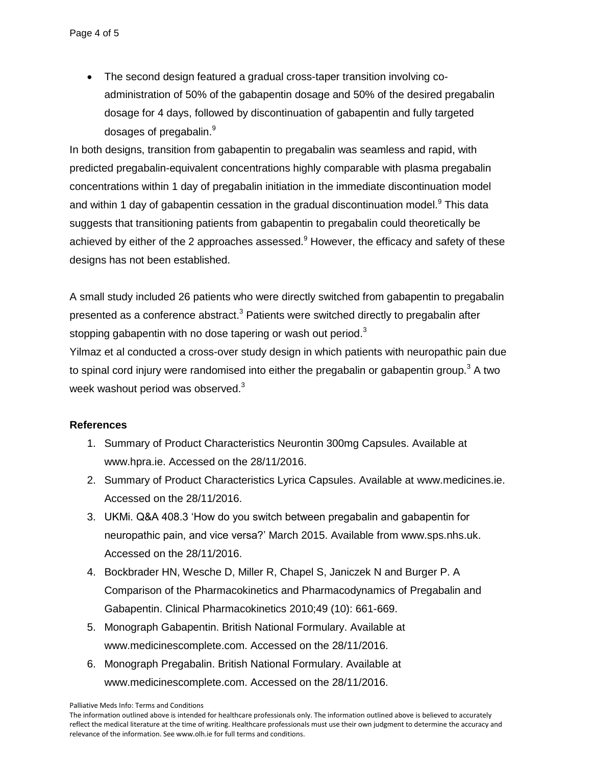- The second design featured a gradual cross-taper transition involving co-administration of 50% of the gabapentin dosage and 50% of the desired pregabalin dosage for 4 days, followed by discontinuation of gabapentin and fully targeted dosages of pregabalin.[9]

In both designs, transition from gabapentin to pregabalin was seamless and rapid, with predicted pregabalin-equivalent concentrations highly comparable with plasma pregabalin concentrations within 1 day of pregabalin initiation in the immediate discontinuation model and within 1 day of gabapentin cessation in the gradual discontinuation model.[9] This data suggests that transitioning patients from gabapentin to pregabalin could theoretically be achieved by either of the 2 approaches assessed.[9] However, the efficacy and safety of these designs has not been established.

A small study included 26 patients who were directly switched from gabapentin to pregabalin presented as a conference abstract.[3] Patients were switched directly to pregabalin after stopping gabapentin with no dose tapering or wash out period.[3]
Yilmaz et al conducted a cross-over study design in which patients with neuropathic pain due to spinal cord injury were randomised into either the pregabalin or gabapentin group.[3] A two week washout period was observed.[3]

**References**

1. Summary of Product Characteristics Neurontin 300mg Capsules. Available at www.hpra.ie. Accessed on the 28/11/2016.
2. Summary of Product Characteristics Lyrica Capsules. Available at www.medicines.ie. Accessed on the 28/11/2016.
3. UKMi. Q&A 408.3 'How do you switch between pregabalin and gabapentin for neuropathic pain, and vice versa?' March 2015. Available from www.sps.nhs.uk. Accessed on the 28/11/2016.
4. Bockbrader HN, Wesche D, Miller R, Chapel S, Janiczek N and Burger P. A Comparison of the Pharmacokinetics and Pharmacodynamics of Pregabalin and Gabapentin. Clinical Pharmacokinetics 2010;49 (10): 661-669.
5. Monograph Gabapentin. British National Formulary. Available at www.medicinescomplete.com. Accessed on the 28/11/2016.
6. Monograph Pregabalin. British National Formulary. Available at www.medicinescomplete.com. Accessed on the 28/11/2016.

Palliative Meds Info: Terms and Conditions
The information outlined above is intended for healthcare professionals only. The information outlined above is believed to accurately reflect the medical literature at the time of writing. Healthcare professionals must use their own judgment to determine the accuracy and relevance of the information. See www.olh.ie for full terms and conditions.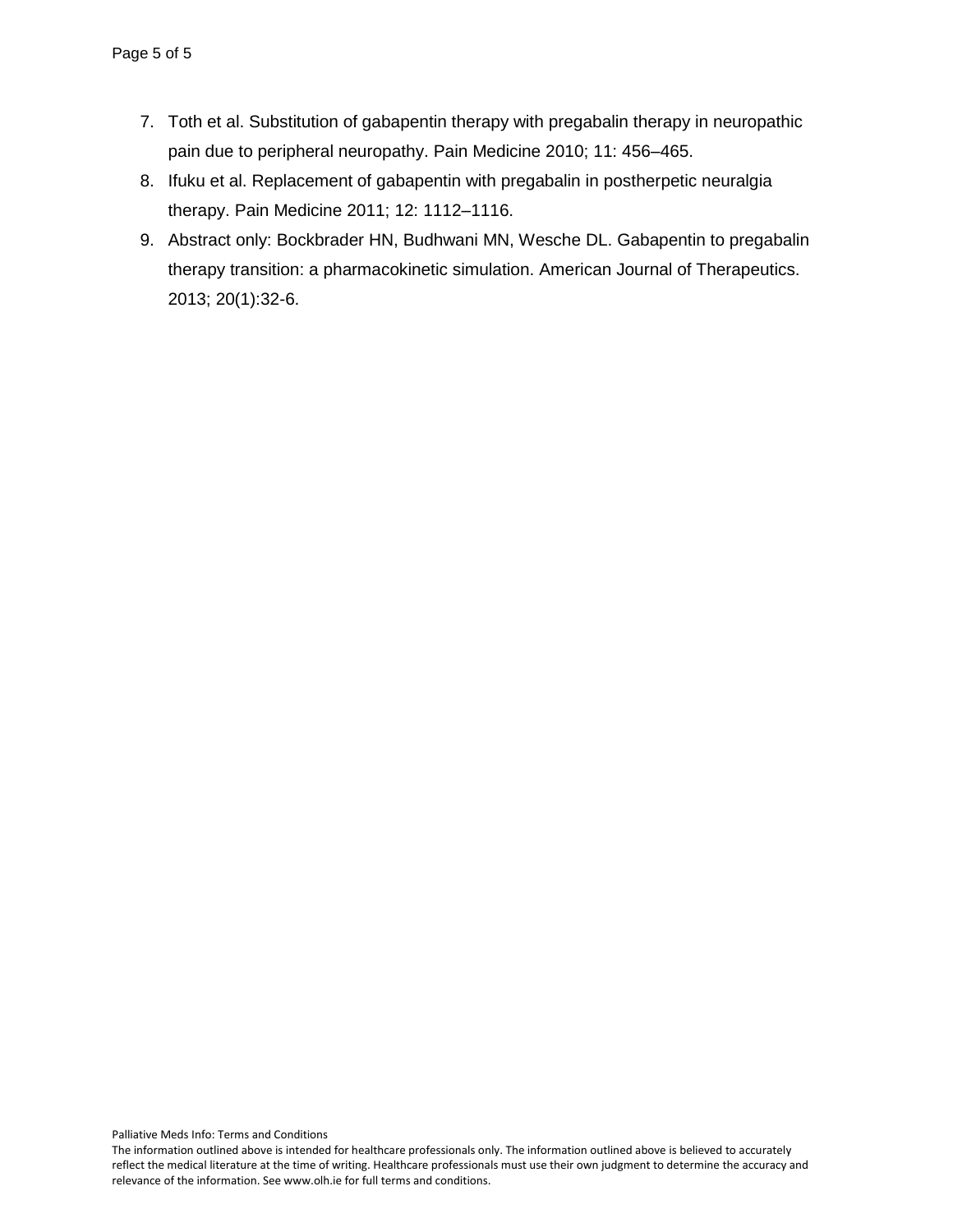7. Toth et al. Substitution of gabapentin therapy with pregabalin therapy in neuropathic pain due to peripheral neuropathy. Pain Medicine 2010; 11: 456–465.
8. Ifuku et al. Replacement of gabapentin with pregabalin in postherpetic neuralgia therapy. Pain Medicine 2011; 12: 1112–1116.
9. Abstract only: Bockbrader HN, Budhwani MN, Wesche DL. Gabapentin to pregabalin therapy transition: a pharmacokinetic simulation. American Journal of Therapeutics. 2013; 20(1):32-6.